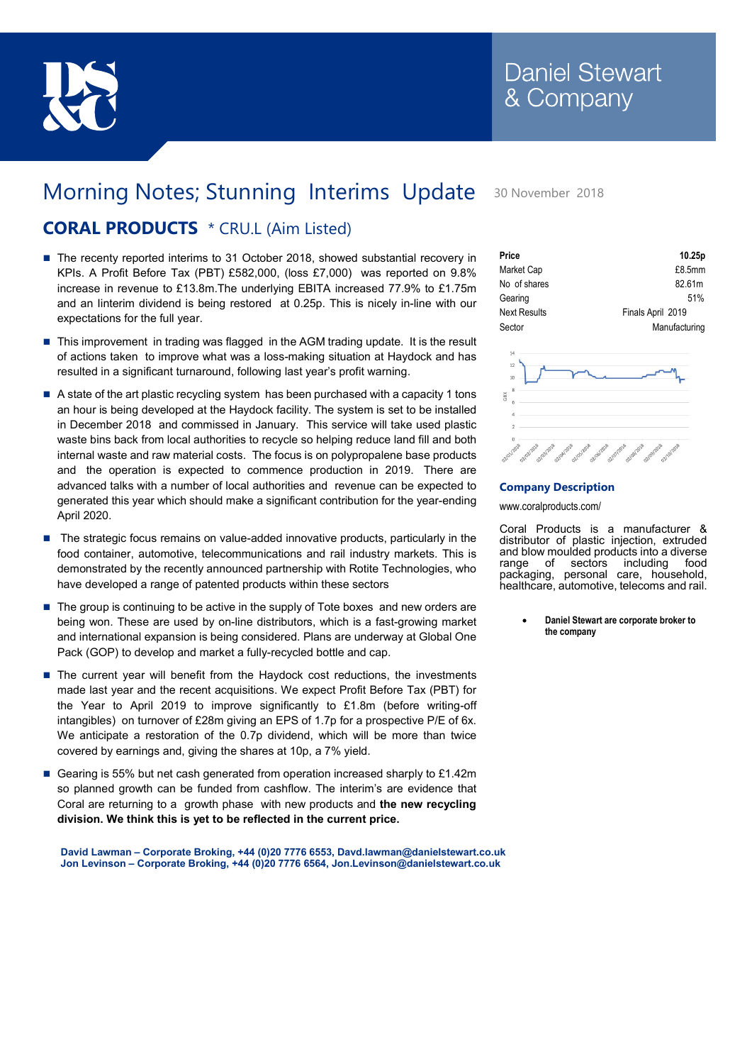Daniel Stewart & Company

# Morning Notes; Stunning Interims Update

30 November 2018

## CORAL PRODUCTS * CRU.L (Aim Listed)

- The recenty reported interims to 31 October 2018, showed substantial recovery in KPIs. A Profit Before Tax (PBT) £582,000, (loss £7,000) was reported on 9.8% increase in revenue to £13.8m.The underlying EBITA increased 77.9% to £1.75m and an linterim dividend is being restored at 0.25p. This is nicely in-line with our expectations for the full year.
- This improvement in trading was flagged in the AGM trading update. It is the result of actions taken to improve what was a loss-making situation at Haydock and has resulted in a significant turnaround, following last year's profit warning.
- A state of the art plastic recycling system has been purchased with a capacity 1 tons an hour is being developed at the Haydock facility. The system is set to be installed in December 2018 and commissioned in January. This service will take used plastic waste bins back from local authorities to recycle so helping reduce land fill and both internal waste and raw material costs. The focus is on polypropalene base products and the operation is expected to commence production in 2019. There are advanced talks with a number of local authorities and revenue can be expected to generated this year which should make a significant contribution for the year-ending April 2020.
- The strategic focus remains on value-added innovative products, particularly in the food container, automotive, telecommunications and rail industry markets. This is demonstrated by the recently announced partnership with Rotite Technologies, who have developed a range of patented products within these sectors
- The group is continuing to be active in the supply of Tote boxes and new orders are being won. These are used by on-line distributors, which is a fast-growing market and international expansion is being considered. Plans are underway at Global One Pack (GOP) to develop and market a fully-recycled bottle and cap.
- The current year will benefit from the Haydock cost reductions, the investments made last year and the recent acquisitions. We expect Profit Before Tax (PBT) for the Year to April 2019 to improve significantly to £1.8m (before writing-off intangibles) on turnover of £28m giving an EPS of 1.7p for a prospective P/E of 6x. We anticipate a restoration of the 0.7p dividend, which will be more than twice covered by earnings and, giving the shares at 10p, a 7% yield.
- Gearing is 55% but net cash generated from operation increased sharply to £1.42m so planned growth can be funded from cashflow. The interim's are evidence that Coral are returning to a growth phase with new products and **the new recycling division. We think this is yet to be reflected in the current price.**

| Price | 10.25p |
|---|---|
| Market Cap | £8.5mm |
| No of shares | 82.61m |
| Gearing | 51% |
| Next Results | Finals April 2019 |
| Sector | Manufacturing |

### Company Description

www.coralproducts.com/

Coral Products is a manufacturer & distributor of plastic injection, extruded and blow moulded products into a diverse range of sectors including food packaging, personal care, household, healthcare, automotive, telecoms and rail.

- **Daniel Stewart are corporate broker to the company**

**David Lawman – Corporate Broking, +44 (0)20 7776 6553, Davd.lawman@danielstewart.co.uk**
**Jon Levinson – Corporate Broking, +44 (0)20 7776 6564, Jon.Levinson@danielstewart.co.uk**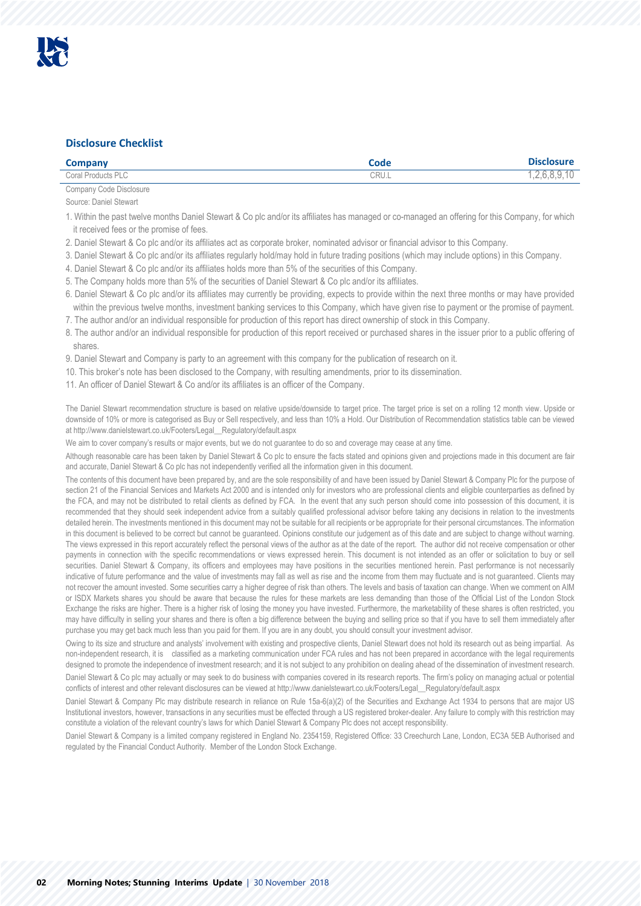## Disclosure Checklist

| Company | Code | Disclosure |
| --- | --- | --- |
| Coral Products PLC | CRU.L | 1,2,6,8,9,10 |

Company Code Disclosure

Source: Daniel Stewart

1. Within the past twelve months Daniel Stewart & Co plc and/or its affiliates has managed or co-managed an offering for this Company, for which it received fees or the promise of fees.
2. Daniel Stewart & Co plc and/or its affiliates act as corporate broker, nominated advisor or financial advisor to this Company.
3. Daniel Stewart & Co plc and/or its affiliates regularly hold/may hold in future trading positions (which may include options) in this Company.
4. Daniel Stewart & Co plc and/or its affiliates holds more than 5% of the securities of this Company.
5. The Company holds more than 5% of the securities of Daniel Stewart & Co plc and/or its affiliates.
6. Daniel Stewart & Co plc and/or its affiliates may currently be providing, expects to provide within the next three months or may have provided within the previous twelve months, investment banking services to this Company, which have given rise to payment or the promise of payment.
7. The author and/or an individual responsible for production of this report has direct ownership of stock in this Company.
8. The author and/or an individual responsible for production of this report received or purchased shares in the issuer prior to a public offering of shares.
9. Daniel Stewart and Company is party to an agreement with this company for the publication of research on it.
10. This broker's note has been disclosed to the Company, with resulting amendments, prior to its dissemination.
11. An officer of Daniel Stewart & Co and/or its affiliates is an officer of the Company.

The Daniel Stewart recommendation structure is based on relative upside/downside to target price. The target price is set on a rolling 12 month view. Upside or downside of 10% or more is categorised as Buy or Sell respectively, and less than 10% a Hold. Our Distribution of Recommendation statistics table can be viewed at http://www.danielstewart.co.uk/Footers/Legal__Regulatory/default.aspx

We aim to cover company's results or major events, but we do not guarantee to do so and coverage may cease at any time.

Although reasonable care has been taken by Daniel Stewart & Co plc to ensure the facts stated and opinions given and projections made in this document are fair and accurate, Daniel Stewart & Co plc has not independently verified all the information given in this document.

The contents of this document have been prepared by, and are the sole responsibility of and have been issued by Daniel Stewart & Company Plc for the purpose of section 21 of the Financial Services and Markets Act 2000 and is intended only for investors who are professional clients and eligible counterparties as defined by the FCA, and may not be distributed to retail clients as defined by FCA. In the event that any such person should come into possession of this document, it is recommended that they should seek independent advice from a suitably qualified professional advisor before taking any decisions in relation to the investments detailed herein. The investments mentioned in this document may not be suitable for all recipients or be appropriate for their personal circumstances. The information in this document is believed to be correct but cannot be guaranteed. Opinions constitute our judgement as of this date and are subject to change without warning. The views expressed in this report accurately reflect the personal views of the author as at the date of the report. The author did not receive compensation or other payments in connection with the specific recommendations or views expressed herein. This document is not intended as an offer or solicitation to buy or sell securities. Daniel Stewart & Company, its officers and employees may have positions in the securities mentioned herein. Past performance is not necessarily indicative of future performance and the value of investments may fall as well as rise and the income from them may fluctuate and is not guaranteed. Clients may not recover the amount invested. Some securities carry a higher degree of risk than others. The levels and basis of taxation can change. When we comment on AIM or ISDX Markets shares you should be aware that because the rules for these markets are less demanding than those of the Official List of the London Stock Exchange the risks are higher. There is a higher risk of losing the money you have invested. Furthermore, the marketability of these shares is often restricted, you may have difficulty in selling your shares and there is often a big difference between the buying and selling price so that if you have to sell them immediately after purchase you may get back much less than you paid for them. If you are in any doubt, you should consult your investment advisor.

Owing to its size and structure and analysts' involvement with existing and prospective clients, Daniel Stewart does not hold its research out as being impartial. As non-independent research, it is classified as a marketing communication under FCA rules and has not been prepared in accordance with the legal requirements designed to promote the independence of investment research; and it is not subject to any prohibition on dealing ahead of the dissemination of investment research.

Daniel Stewart & Co plc may actually or may seek to do business with companies covered in its research reports. The firm's policy on managing actual or potential conflicts of interest and other relevant disclosures can be viewed at http://www.danielstewart.co.uk/Footers/Legal__Regulatory/default.aspx

Daniel Stewart & Company Plc may distribute research in reliance on Rule 15a-6(a)(2) of the Securities and Exchange Act 1934 to persons that are major US Institutional investors, however, transactions in any securities must be effected through a US registered broker-dealer. Any failure to comply with this restriction may constitute a violation of the relevant country's laws for which Daniel Stewart & Company Plc does not accept responsibility.

Daniel Stewart & Company is a limited company registered in England No. 2354159, Registered Office: 33 Creechurch Lane, London, EC3A 5EB Authorised and regulated by the Financial Conduct Authority. Member of the London Stock Exchange.